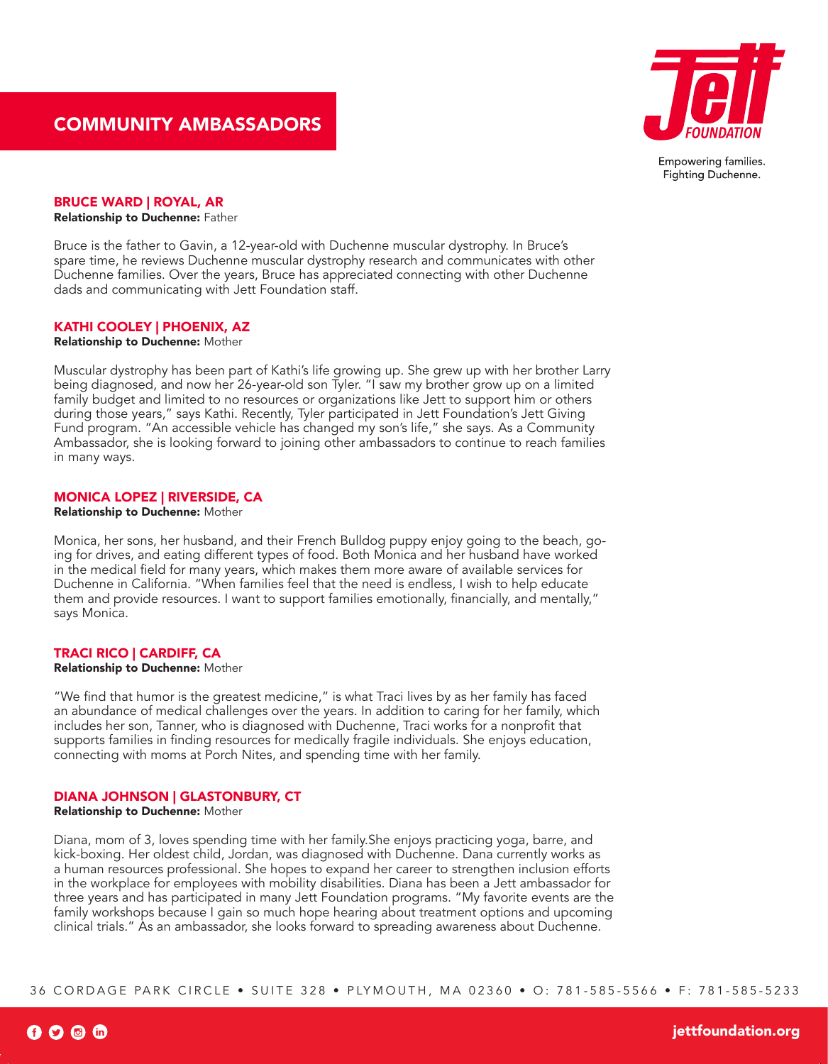# COMMUNITY AMBASSADORS

Empowering families. Fighting Duchenne.

## BRUCE WARD | ROYAL, AR

**Relationship to Duchenne:** Father

Bruce is the father to Gavin, a 12-year-old with Duchenne muscular dystrophy. In Bruce's spare time, he reviews Duchenne muscular dystrophy research and communicates with other Duchenne families. Over the years, Bruce has appreciated connecting with other Duchenne dads and communicating with Jett Foundation staff.

## KATHI COOLEY | PHOENIX, AZ

**Relationship to Duchenne:** Mother

Muscular dystrophy has been part of Kathi's life growing up. She grew up with her brother Larry being diagnosed, and now her 26-year-old son Tyler. "I saw my brother grow up on a limited family budget and limited to no resources or organizations like Jett to support him or others during those years," says Kathi. Recently, Tyler participated in Jett Foundation's Jett Giving Fund program. "An accessible vehicle has changed my son's life," she says. As a Community Ambassador, she is looking forward to joining other ambassadors to continue to reach families in many ways.

## MONICA LOPEZ | RIVERSIDE, CA

**Relationship to Duchenne:** Mother

Monica, her sons, her husband, and their French Bulldog puppy enjoy going to the beach, going for drives, and eating different types of food. Both Monica and her husband have worked in the medical field for many years, which makes them more aware of available services for Duchenne in California. "When families feel that the need is endless, I wish to help educate them and provide resources. I want to support families emotionally, financially, and mentally," says Monica.

## TRACI RICO | CARDIFF, CA

**Relationship to Duchenne:** Mother

"We find that humor is the greatest medicine," is what Traci lives by as her family has faced an abundance of medical challenges over the years. In addition to caring for her family, which includes her son, Tanner, who is diagnosed with Duchenne, Traci works for a nonprofit that supports families in finding resources for medically fragile individuals. She enjoys education, connecting with moms at Porch Nites, and spending time with her family.

## DIANA JOHNSON | GLASTONBURY, CT

**Relationship to Duchenne:** Mother

Diana, mom of 3, loves spending time with her family.She enjoys practicing yoga, barre, and kick-boxing. Her oldest child, Jordan, was diagnosed with Duchenne. Dana currently works as a human resources professional. She hopes to expand her career to strengthen inclusion efforts in the workplace for employees with mobility disabilities. Diana has been a Jett ambassador for three years and has participated in many Jett Foundation programs. "My favorite events are the family workshops because I gain so much hope hearing about treatment options and upcoming clinical trials." As an ambassador, she looks forward to spreading awareness about Duchenne.

36 CORDAGE PARK CIRCLE • SUITE 328 • PLYMOUTH, MA 02360 • O: 781-585-5566 • F: 781-585-5233

jettfoundation.org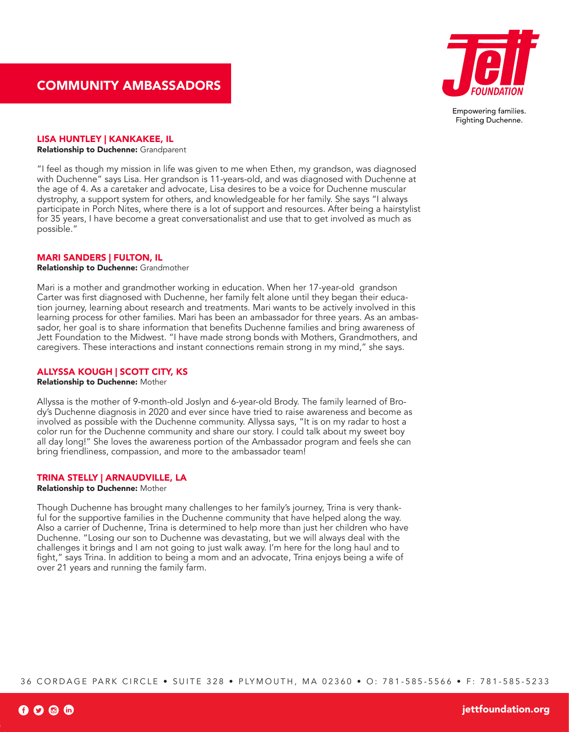## COMMUNITY AMBASSADORS

Empowering families.
Fighting Duchenne.

### LISA HUNTLEY | KANKAKEE, IL

**Relationship to Duchenne:** Grandparent

"I feel as though my mission in life was given to me when Ethen, my grandson, was diagnosed with Duchenne" says Lisa. Her grandson is 11-years-old, and was diagnosed with Duchenne at the age of 4. As a caretaker and advocate, Lisa desires to be a voice for Duchenne muscular dystrophy, a support system for others, and knowledgeable for her family. She says "I always participate in Porch Nites, where there is a lot of support and resources. After being a hairstylist for 35 years, I have become a great conversationalist and use that to get involved as much as possible."

### MARI SANDERS | FULTON, IL

**Relationship to Duchenne:** Grandmother

Mari is a mother and grandmother working in education. When her 17-year-old grandson Carter was first diagnosed with Duchenne, her family felt alone until they began their education journey, learning about research and treatments. Mari wants to be actively involved in this learning process for other families. Mari has been an ambassador for three years. As an ambassador, her goal is to share information that benefits Duchenne families and bring awareness of Jett Foundation to the Midwest. "I have made strong bonds with Mothers, Grandmothers, and caregivers. These interactions and instant connections remain strong in my mind," she says.

### ALLYSSA KOUGH | SCOTT CITY, KS

**Relationship to Duchenne:** Mother

Allyssa is the mother of 9-month-old Joslyn and 6-year-old Brody. The family learned of Brody's Duchenne diagnosis in 2020 and ever since have tried to raise awareness and become as involved as possible with the Duchenne community. Allyssa says, "It is on my radar to host a color run for the Duchenne community and share our story. I could talk about my sweet boy all day long!" She loves the awareness portion of the Ambassador program and feels she can bring friendliness, compassion, and more to the ambassador team!

### TRINA STELLY | ARNAUDVILLE, LA

**Relationship to Duchenne:** Mother

Though Duchenne has brought many challenges to her family's journey, Trina is very thankful for the supportive families in the Duchenne community that have helped along the way. Also a carrier of Duchenne, Trina is determined to help more than just her children who have Duchenne. "Losing our son to Duchenne was devastating, but we will always deal with the challenges it brings and I am not going to just walk away. I'm here for the long haul and to fight," says Trina. In addition to being a mom and an advocate, Trina enjoys being a wife of over 21 years and running the family farm.

36 CORDAGE PARK CIRCLE • SUITE 328 • PLYMOUTH, MA 02360 • O: 781-585-5566 • F: 781-585-5233

jettfoundation.org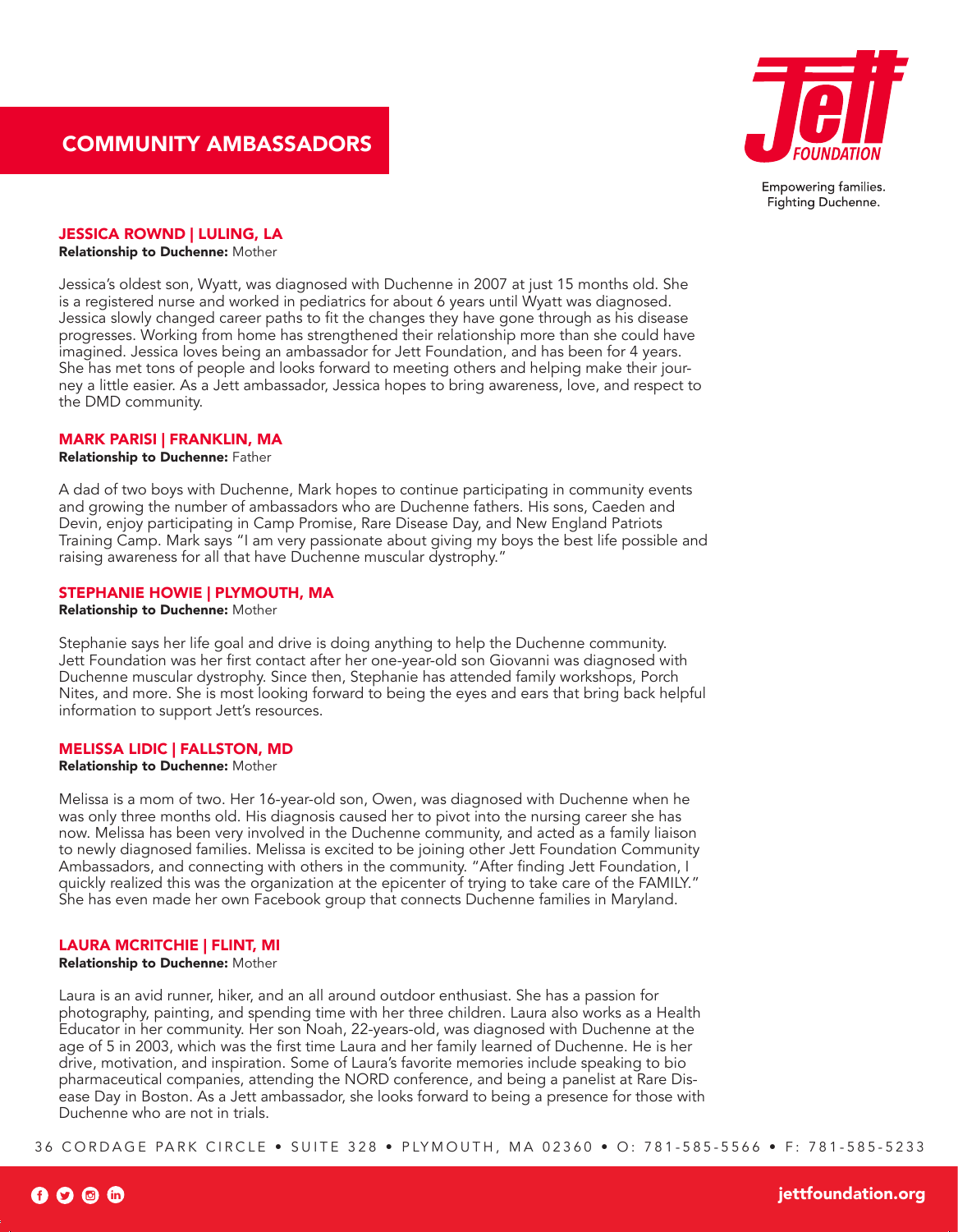# COMMUNITY AMBASSADORS

Empowering families.
Fighting Duchenne.

### JESSICA ROWND | LULING, LA

**Relationship to Duchenne:** Mother

Jessica's oldest son, Wyatt, was diagnosed with Duchenne in 2007 at just 15 months old. She is a registered nurse and worked in pediatrics for about 6 years until Wyatt was diagnosed. Jessica slowly changed career paths to fit the changes they have gone through as his disease progresses. Working from home has strengthened their relationship more than she could have imagined. Jessica loves being an ambassador for Jett Foundation, and has been for 4 years. She has met tons of people and looks forward to meeting others and helping make their journey a little easier. As a Jett ambassador, Jessica hopes to bring awareness, love, and respect to the DMD community.

### MARK PARISI | FRANKLIN, MA

**Relationship to Duchenne:** Father

A dad of two boys with Duchenne, Mark hopes to continue participating in community events and growing the number of ambassadors who are Duchenne fathers. His sons, Caeden and Devin, enjoy participating in Camp Promise, Rare Disease Day, and New England Patriots Training Camp. Mark says "I am very passionate about giving my boys the best life possible and raising awareness for all that have Duchenne muscular dystrophy."

### STEPHANIE HOWIE | PLYMOUTH, MA

**Relationship to Duchenne:** Mother

Stephanie says her life goal and drive is doing anything to help the Duchenne community. Jett Foundation was her first contact after her one-year-old son Giovanni was diagnosed with Duchenne muscular dystrophy. Since then, Stephanie has attended family workshops, Porch Nites, and more. She is most looking forward to being the eyes and ears that bring back helpful information to support Jett's resources.

### MELISSA LIDIC | FALLSTON, MD

**Relationship to Duchenne:** Mother

Melissa is a mom of two. Her 16-year-old son, Owen, was diagnosed with Duchenne when he was only three months old. His diagnosis caused her to pivot into the nursing career she has now. Melissa has been very involved in the Duchenne community, and acted as a family liaison to newly diagnosed families. Melissa is excited to be joining other Jett Foundation Community Ambassadors, and connecting with others in the community. "After finding Jett Foundation, I quickly realized this was the organization at the epicenter of trying to take care of the FAMILY." She has even made her own Facebook group that connects Duchenne families in Maryland.

### LAURA MCRITCHIE | FLINT, MI

**Relationship to Duchenne:** Mother

Laura is an avid runner, hiker, and an all around outdoor enthusiast. She has a passion for photography, painting, and spending time with her three children. Laura also works as a Health Educator in her community. Her son Noah, 22-years-old, was diagnosed with Duchenne at the age of 5 in 2003, which was the first time Laura and her family learned of Duchenne. He is her drive, motivation, and inspiration. Some of Laura's favorite memories include speaking to bio pharmaceutical companies, attending the NORD conference, and being a panelist at Rare Disease Day in Boston. As a Jett ambassador, she looks forward to being a presence for those with Duchenne who are not in trials.

36 CORDAGE PARK CIRCLE • SUITE 328 • PLYMOUTH, MA 02360 • O: 781-585-5566 • F: 781-585-5233

jettfoundation.org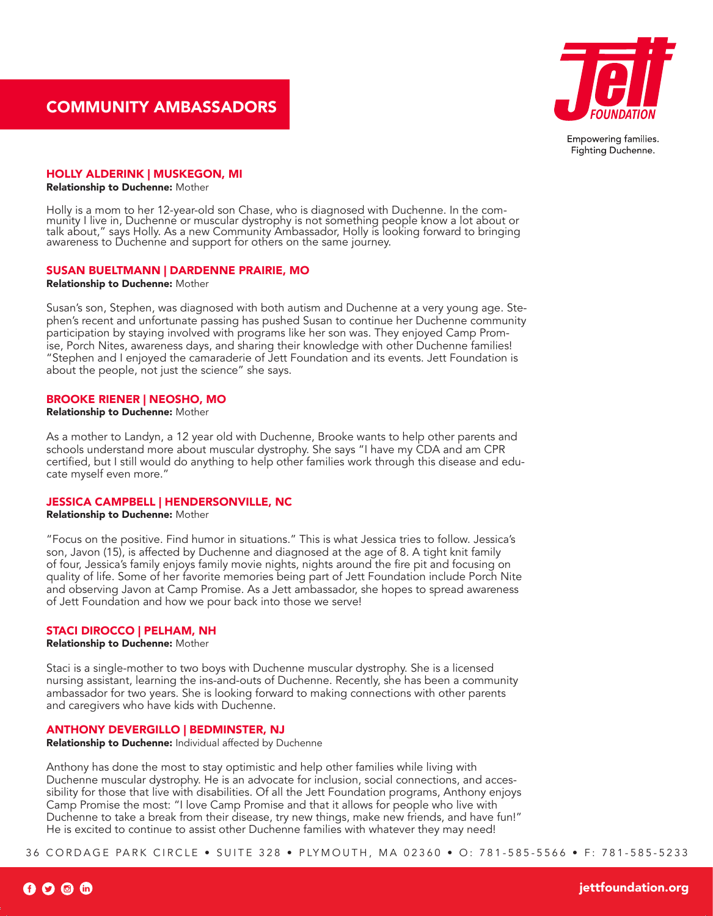# COMMUNITY AMBASSADORS

Empowering families.
Fighting Duchenne.

### HOLLY ALDERINK | MUSKEGON, MI

**Relationship to Duchenne:** Mother

Holly is a mom to her 12-year-old son Chase, who is diagnosed with Duchenne. In the community I live in, Duchenne or muscular dystrophy is not something people know a lot about or talk about," says Holly. As a new Community Ambassador, Holly is looking forward to bringing awareness to Duchenne and support for others on the same journey.

### SUSAN BUELTMANN | DARDENNE PRAIRIE, MO

**Relationship to Duchenne:** Mother

Susan's son, Stephen, was diagnosed with both autism and Duchenne at a very young age. Stephen's recent and unfortunate passing has pushed Susan to continue her Duchenne community participation by staying involved with programs like her son was. They enjoyed Camp Promise, Porch Nites, awareness days, and sharing their knowledge with other Duchenne families! "Stephen and I enjoyed the camaraderie of Jett Foundation and its events. Jett Foundation is about the people, not just the science" she says.

### BROOKE RIENER | NEOSHO, MO

**Relationship to Duchenne:** Mother

As a mother to Landyn, a 12 year old with Duchenne, Brooke wants to help other parents and schools understand more about muscular dystrophy. She says "I have my CDA and am CPR certified, but I still would do anything to help other families work through this disease and educate myself even more."

### JESSICA CAMPBELL | HENDERSONVILLE, NC

**Relationship to Duchenne:** Mother

"Focus on the positive. Find humor in situations." This is what Jessica tries to follow. Jessica's son, Javon (15), is affected by Duchenne and diagnosed at the age of 8. A tight knit family of four, Jessica's family enjoys family movie nights, nights around the fire pit and focusing on quality of life. Some of her favorite memories being part of Jett Foundation include Porch Nite and observing Javon at Camp Promise. As a Jett ambassador, she hopes to spread awareness of Jett Foundation and how we pour back into those we serve!

### STACI DIROCCO | PELHAM, NH

**Relationship to Duchenne:** Mother

Staci is a single-mother to two boys with Duchenne muscular dystrophy. She is a licensed nursing assistant, learning the ins-and-outs of Duchenne. Recently, she has been a community ambassador for two years. She is looking forward to making connections with other parents and caregivers who have kids with Duchenne.

### ANTHONY DEVERGILLO | BEDMINSTER, NJ

**Relationship to Duchenne:** Individual affected by Duchenne

Anthony has done the most to stay optimistic and help other families while living with Duchenne muscular dystrophy. He is an advocate for inclusion, social connections, and accessibility for those that live with disabilities. Of all the Jett Foundation programs, Anthony enjoys Camp Promise the most: "I love Camp Promise and that it allows for people who live with Duchenne to take a break from their disease, try new things, make new friends, and have fun!" He is excited to continue to assist other Duchenne families with whatever they may need!

36 CORDAGE PARK CIRCLE • SUITE 328 • PLYMOUTH, MA 02360 • O: 781-585-5566 • F: 781-585-5233

jettfoundation.org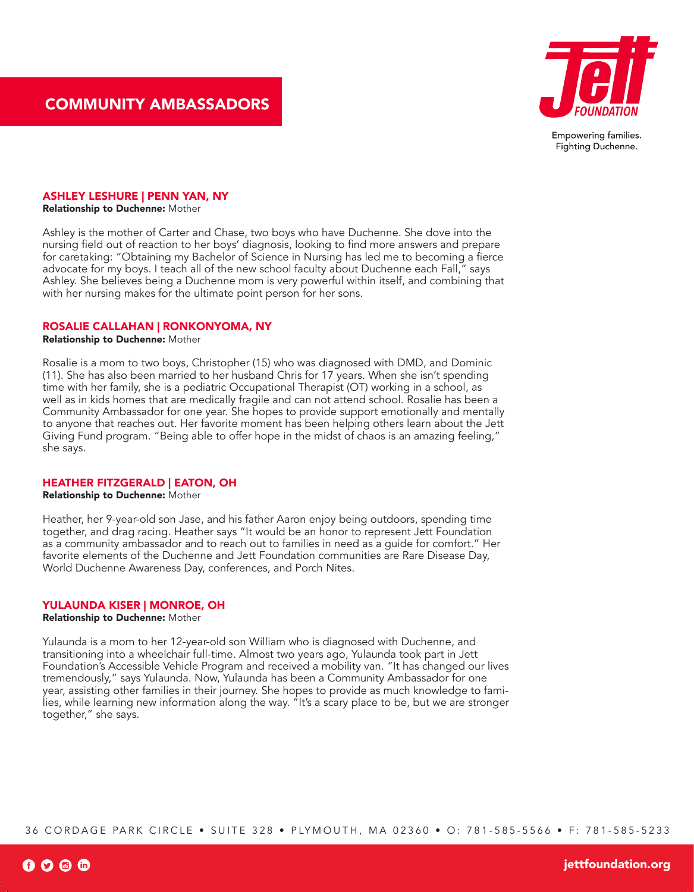# COMMUNITY AMBASSADORS

Empowering families.
Fighting Duchenne.

## ASHLEY LESHURE | PENN YAN, NY

**Relationship to Duchenne:** Mother

Ashley is the mother of Carter and Chase, two boys who have Duchenne. She dove into the nursing field out of reaction to her boys' diagnosis, looking to find more answers and prepare for caretaking: "Obtaining my Bachelor of Science in Nursing has led me to becoming a fierce advocate for my boys. I teach all of the new school faculty about Duchenne each Fall," says Ashley. She believes being a Duchenne mom is very powerful within itself, and combining that with her nursing makes for the ultimate point person for her sons.

## ROSALIE CALLAHAN | RONKONYOMA, NY

**Relationship to Duchenne:** Mother

Rosalie is a mom to two boys, Christopher (15) who was diagnosed with DMD, and Dominic (11). She has also been married to her husband Chris for 17 years. When she isn't spending time with her family, she is a pediatric Occupational Therapist (OT) working in a school, as well as in kids homes that are medically fragile and can not attend school. Rosalie has been a Community Ambassador for one year. She hopes to provide support emotionally and mentally to anyone that reaches out. Her favorite moment has been helping others learn about the Jett Giving Fund program. "Being able to offer hope in the midst of chaos is an amazing feeling," she says.

## HEATHER FITZGERALD | EATON, OH

**Relationship to Duchenne:** Mother

Heather, her 9-year-old son Jase, and his father Aaron enjoy being outdoors, spending time together, and drag racing. Heather says "It would be an honor to represent Jett Foundation as a community ambassador and to reach out to families in need as a guide for comfort." Her favorite elements of the Duchenne and Jett Foundation communities are Rare Disease Day, World Duchenne Awareness Day, conferences, and Porch Nites.

## YULAUNDA KISER | MONROE, OH

**Relationship to Duchenne:** Mother

Yulaunda is a mom to her 12-year-old son William who is diagnosed with Duchenne, and transitioning into a wheelchair full-time. Almost two years ago, Yulaunda took part in Jett Foundation's Accessible Vehicle Program and received a mobility van. "It has changed our lives tremendously," says Yulaunda. Now, Yulaunda has been a Community Ambassador for one year, assisting other families in their journey. She hopes to provide as much knowledge to families, while learning new information along the way. "It's a scary place to be, but we are stronger together," she says.

36 CORDAGE PARK CIRCLE • SUITE 328 • PLYMOUTH, MA 02360 • O: 781-585-5566 • F: 781-585-5233

jettfoundation.org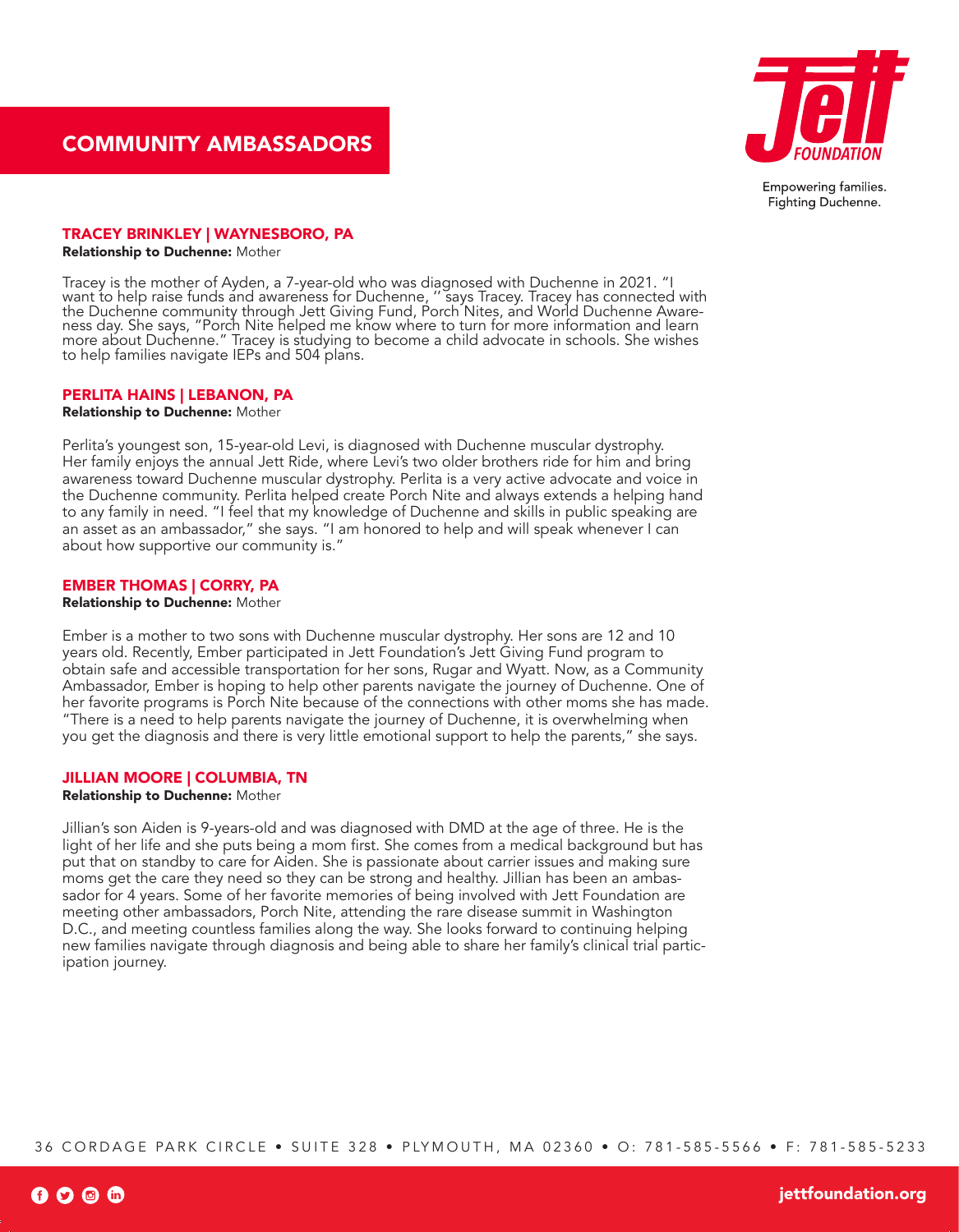## COMMUNITY AMBASSADORS

Empowering families.
Fighting Duchenne.

### TRACEY BRINKLEY | WAYNESBORO, PA

**Relationship to Duchenne:** Mother

Tracey is the mother of Ayden, a 7-year-old who was diagnosed with Duchenne in 2021. "I want to help raise funds and awareness for Duchenne, '' says Tracey. Tracey has connected with the Duchenne community through Jett Giving Fund, Porch Nites, and World Duchenne Awareness day. She says, "Porch Nite helped me know where to turn for more information and learn more about Duchenne." Tracey is studying to become a child advocate in schools. She wishes to help families navigate IEPs and 504 plans.

### PERLITA HAINS | LEBANON, PA

**Relationship to Duchenne:** Mother

Perlita's youngest son, 15-year-old Levi, is diagnosed with Duchenne muscular dystrophy. Her family enjoys the annual Jett Ride, where Levi's two older brothers ride for him and bring awareness toward Duchenne muscular dystrophy. Perlita is a very active advocate and voice in the Duchenne community. Perlita helped create Porch Nite and always extends a helping hand to any family in need. "I feel that my knowledge of Duchenne and skills in public speaking are an asset as an ambassador," she says. "I am honored to help and will speak whenever I can about how supportive our community is."

### EMBER THOMAS | CORRY, PA

**Relationship to Duchenne:** Mother

Ember is a mother to two sons with Duchenne muscular dystrophy. Her sons are 12 and 10 years old. Recently, Ember participated in Jett Foundation's Jett Giving Fund program to obtain safe and accessible transportation for her sons, Rugar and Wyatt. Now, as a Community Ambassador, Ember is hoping to help other parents navigate the journey of Duchenne. One of her favorite programs is Porch Nite because of the connections with other moms she has made. "There is a need to help parents navigate the journey of Duchenne, it is overwhelming when you get the diagnosis and there is very little emotional support to help the parents," she says.

### JILLIAN MOORE | COLUMBIA, TN

**Relationship to Duchenne:** Mother

Jillian's son Aiden is 9-years-old and was diagnosed with DMD at the age of three. He is the light of her life and she puts being a mom first. She comes from a medical background but has put that on standby to care for Aiden. She is passionate about carrier issues and making sure moms get the care they need so they can be strong and healthy. Jillian has been an ambassador for 4 years. Some of her favorite memories of being involved with Jett Foundation are meeting other ambassadors, Porch Nite, attending the rare disease summit in Washington D.C., and meeting countless families along the way. She looks forward to continuing helping new families navigate through diagnosis and being able to share her family's clinical trial participation journey.

36 CORDAGE PARK CIRCLE • SUITE 328 • PLYMOUTH, MA 02360 • O: 781-585-5566 • F: 781-585-5233

jettfoundation.org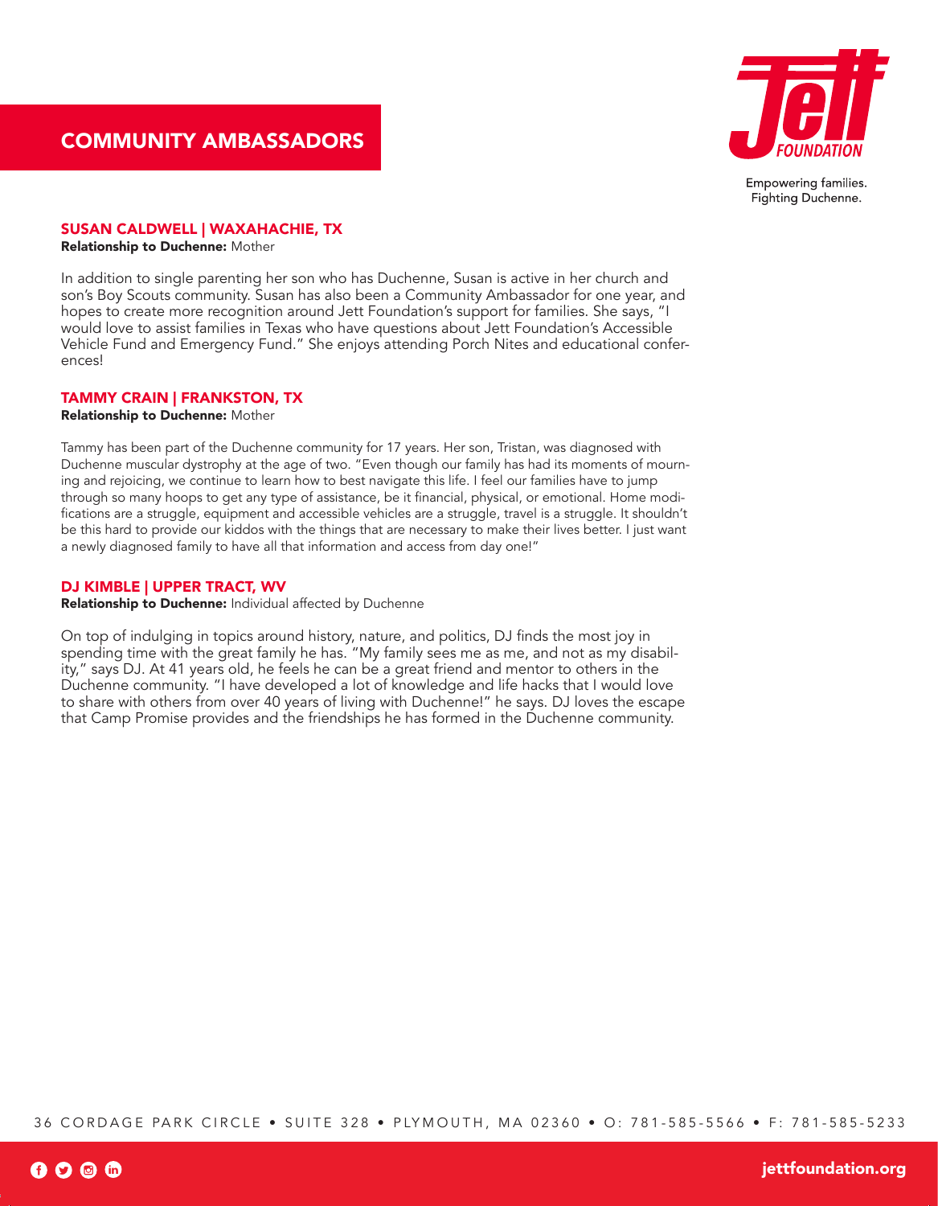## COMMUNITY AMBASSADORS

Empowering families.
Fighting Duchenne.

### SUSAN CALDWELL | WAXAHACHIE, TX

**Relationship to Duchenne:** Mother

In addition to single parenting her son who has Duchenne, Susan is active in her church and son's Boy Scouts community. Susan has also been a Community Ambassador for one year, and hopes to create more recognition around Jett Foundation's support for families. She says, "I would love to assist families in Texas who have questions about Jett Foundation's Accessible Vehicle Fund and Emergency Fund." She enjoys attending Porch Nites and educational conferences!

### TAMMY CRAIN | FRANKSTON, TX

**Relationship to Duchenne:** Mother

Tammy has been part of the Duchenne community for 17 years. Her son, Tristan, was diagnosed with Duchenne muscular dystrophy at the age of two. "Even though our family has had its moments of mourning and rejoicing, we continue to learn how to best navigate this life. I feel our families have to jump through so many hoops to get any type of assistance, be it financial, physical, or emotional. Home modifications are a struggle, equipment and accessible vehicles are a struggle, travel is a struggle. It shouldn't be this hard to provide our kiddos with the things that are necessary to make their lives better. I just want a newly diagnosed family to have all that information and access from day one!"

### DJ KIMBLE | UPPER TRACT, WV

**Relationship to Duchenne:** Individual affected by Duchenne

On top of indulging in topics around history, nature, and politics, DJ finds the most joy in spending time with the great family he has. "My family sees me as me, and not as my disability," says DJ. At 41 years old, he feels he can be a great friend and mentor to others in the Duchenne community. "I have developed a lot of knowledge and life hacks that I would love to share with others from over 40 years of living with Duchenne!" he says. DJ loves the escape that Camp Promise provides and the friendships he has formed in the Duchenne community.

36 CORDAGE PARK CIRCLE • SUITE 328 • PLYMOUTH, MA 02360 • O: 781-585-5566 • F: 781-585-5233

jettfoundation.org